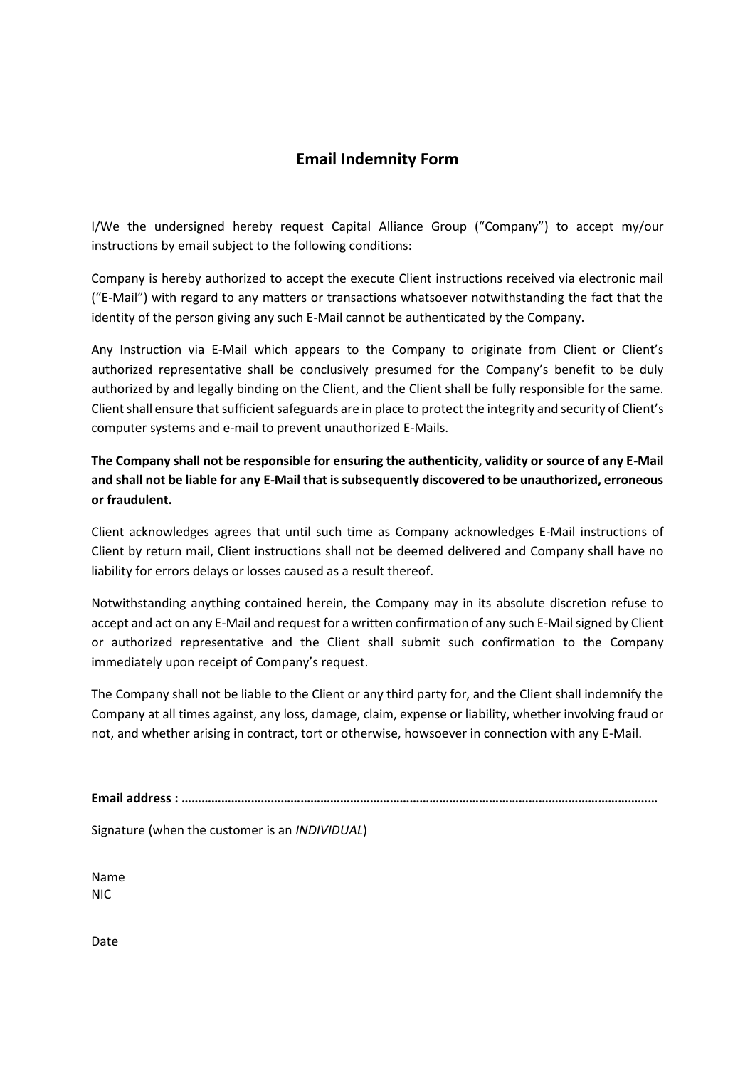# Email Indemnity Form

I/We the undersigned hereby request Capital Alliance Group ("Company") to accept my/our instructions by email subject to the following conditions:

Company is hereby authorized to accept the execute Client instructions received via electronic mail ("E-Mail") with regard to any matters or transactions whatsoever notwithstanding the fact that the identity of the person giving any such E-Mail cannot be authenticated by the Company.

Any Instruction via E-Mail which appears to the Company to originate from Client or Client's authorized representative shall be conclusively presumed for the Company's benefit to be duly authorized by and legally binding on the Client, and the Client shall be fully responsible for the same. Client shall ensure that sufficient safeguards are in place to protect the integrity and security of Client's computer systems and e-mail to prevent unauthorized E-Mails.

**The Company shall not be responsible for ensuring the authenticity, validity or source of any E-Mail and shall not be liable for any E-Mail that is subsequently discovered to be unauthorized, erroneous or fraudulent.**

Client acknowledges agrees that until such time as Company acknowledges E-Mail instructions of Client by return mail, Client instructions shall not be deemed delivered and Company shall have no liability for errors delays or losses caused as a result thereof.

Notwithstanding anything contained herein, the Company may in its absolute discretion refuse to accept and act on any E-Mail and request for a written confirmation of any such E-Mail signed by Client or authorized representative and the Client shall submit such confirmation to the Company immediately upon receipt of Company's request.

The Company shall not be liable to the Client or any third party for, and the Client shall indemnify the Company at all times against, any loss, damage, claim, expense or liability, whether involving fraud or not, and whether arising in contract, tort or otherwise, howsoever in connection with any E-Mail.

**Email address : ……………………………………………………………………………………………………………………………**

Signature (when the customer is an *INDIVIDUAL*)

Name
NIC

Date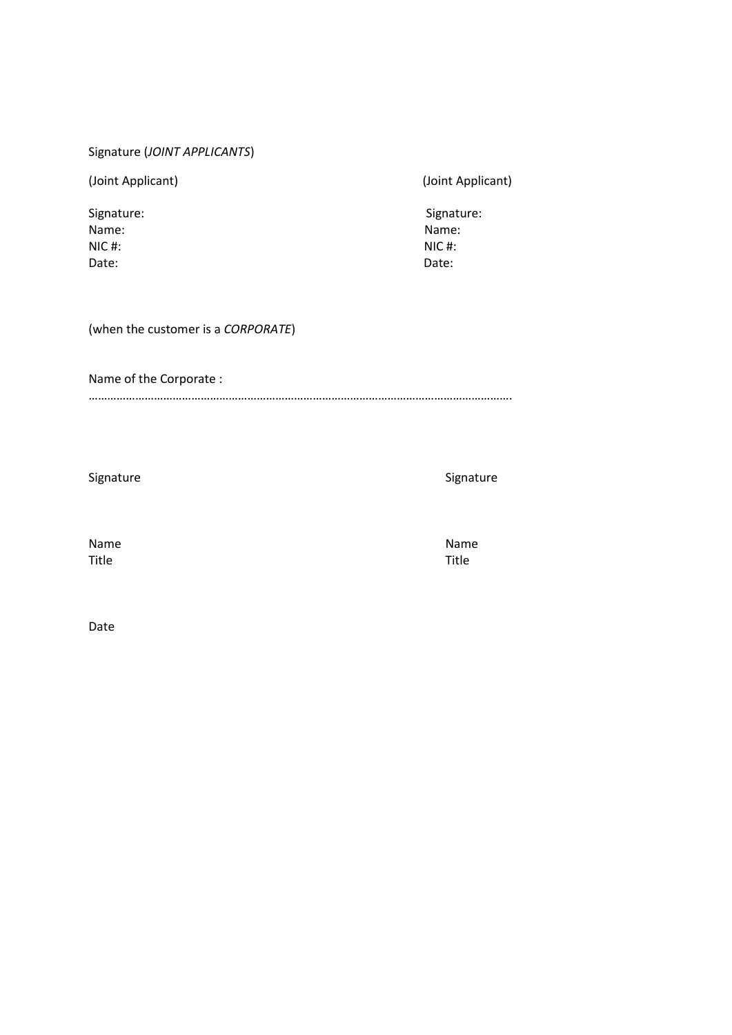Signature (*JOINT APPLICANTS*)

| (Joint Applicant) | (Joint Applicant) |
| --- | --- |
| Signature: | Signature: |
| Name: | Name: |
| NIC #: | NIC #: |
| Date: | Date: |

(when the customer is a *CORPORATE*)

Name of the Corporate :

…………………………………………………………………………………………………………………….

| | |
| --- | --- |
| Signature | Signature |
| Name | Name |
| Title | Title |

Date